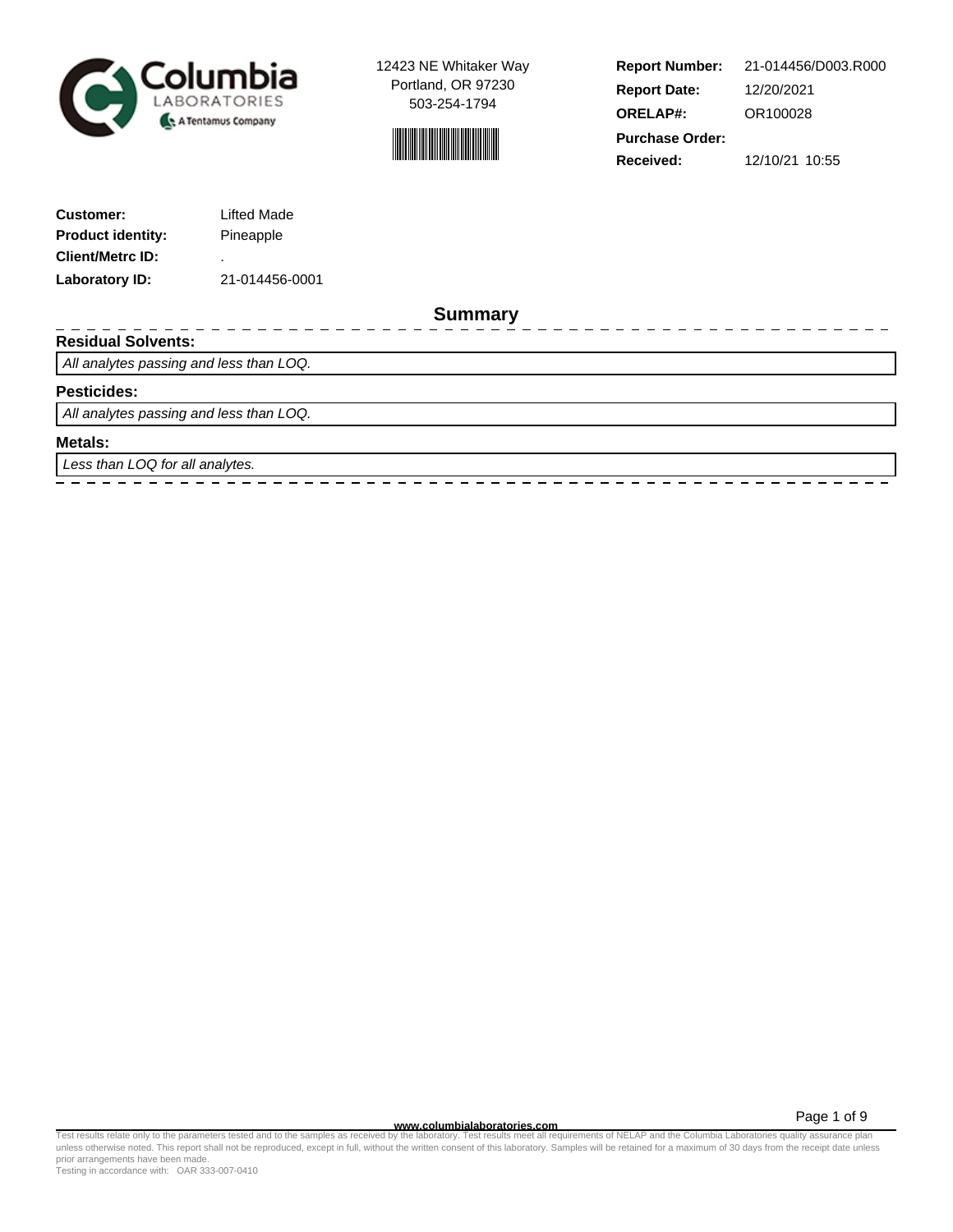Columbia LABORATORIES
A Tentamus Company

12423 NE Whitaker Way
Portland, OR 97230
503-254-1794

| | |
|---|---|
| **Report Number:** | 21-014456/D003.R000 |
| **Report Date:** | 12/20/2021 |
| **ORELAP#:** | OR100028 |
| **Purchase Order:** | |
| **Received:** | 12/10/21 10:55 |

| | |
|---|---|
| **Customer:** | Lifted Made |
| **Product identity:** | Pineapple |
| **Client/Metrc ID:** | . |
| **Laboratory ID:** | 21-014456-0001 |

## Summary

**Residual Solvents:**

*All analytes passing and less than LOQ.*

**Pesticides:**

*All analytes passing and less than LOQ.*

**Metals:**

*Less than LOQ for all analytes.*

www.columbialaboratories.com

Test results relate only to the parameters tested and to the samples as received by the laboratory. Test results meet all requirements of NELAP and the Columbia Laboratories quality assurance plan unless otherwise noted. This report shall not be reproduced, except in full, without the written consent of this laboratory. Samples will be retained for a maximum of 30 days from the receipt date unless prior arrangements have been made.
Testing in accordance with: OAR 333-007-0410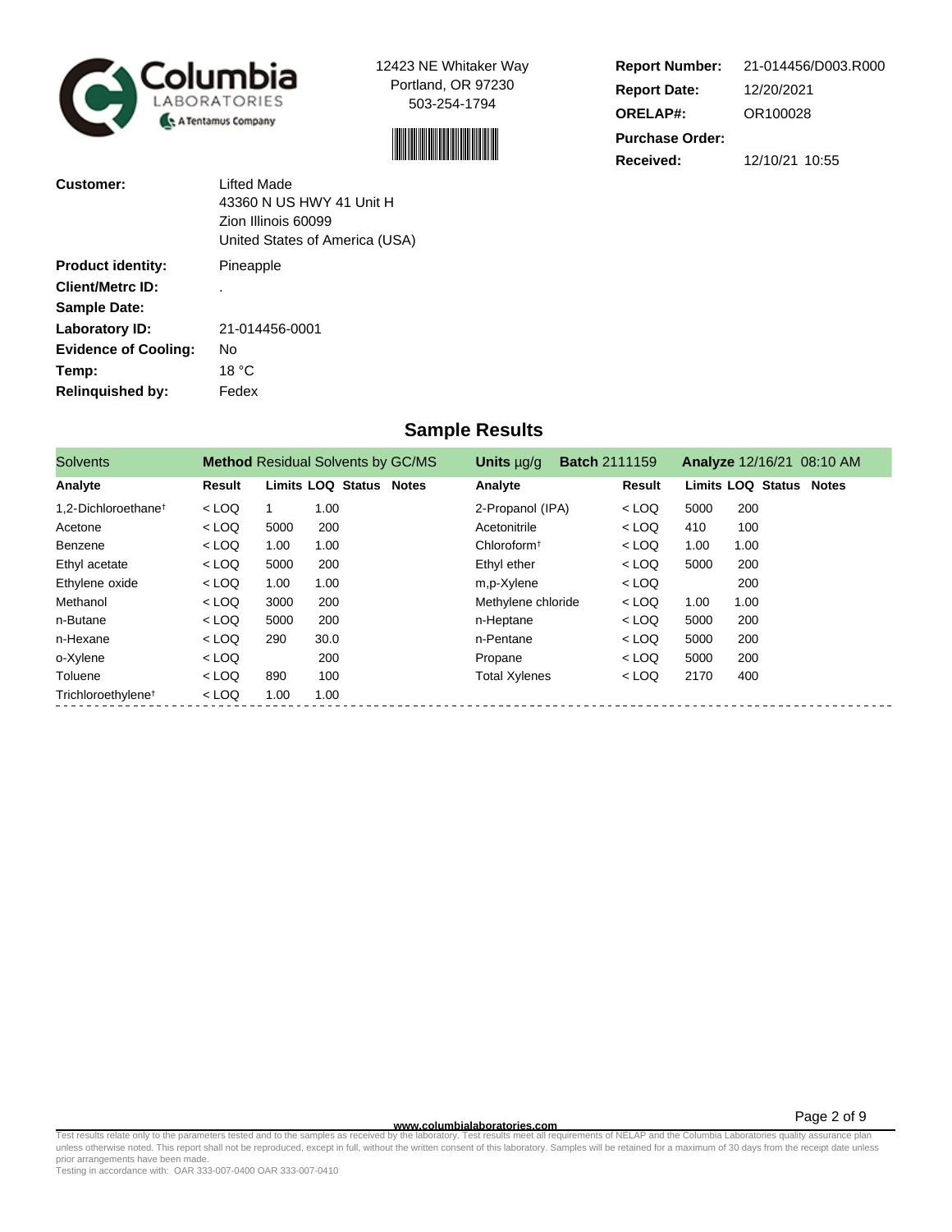Columbia LABORATORIES A Tentamus Company

12423 NE Whitaker Way
Portland, OR 97230
503-254-1794

**Report Number:** 21-014456/D003.R000
**Report Date:** 12/20/2021
**ORELAP#:** OR100028
**Purchase Order:**
**Received:** 12/10/21 10:55

**Customer:** Lifted Made
43360 N US HWY 41 Unit H
Zion Illinois 60099
United States of America (USA)

**Product identity:** Pineapple
**Client/Metrc ID:** .
**Sample Date:**
**Laboratory ID:** 21-014456-0001
**Evidence of Cooling:** No
**Temp:** 18 °C
**Relinquished by:** Fedex

## Sample Results

Solvents | **Method** Residual Solvents by GC/MS | **Units** µg/g | **Batch** 2111159 | **Analyze** 12/16/21 08:10 AM

| Analyte | Result | Limits | LOQ | Status | Notes | Analyte | Result | Limits | LOQ | Status | Notes |
|---|---|---|---|---|---|---|---|---|---|---|---|
| 1,2-Dichloroethane† | < LOQ | 1 | 1.00 | | | 2-Propanol (IPA) | < LOQ | 5000 | 200 | | |
| Acetone | < LOQ | 5000 | 200 | | | Acetonitrile | < LOQ | 410 | 100 | | |
| Benzene | < LOQ | 1.00 | 1.00 | | | Chloroform† | < LOQ | 1.00 | 1.00 | | |
| Ethyl acetate | < LOQ | 5000 | 200 | | | Ethyl ether | < LOQ | 5000 | 200 | | |
| Ethylene oxide | < LOQ | 1.00 | 1.00 | | | m,p-Xylene | < LOQ | | 200 | | |
| Methanol | < LOQ | 3000 | 200 | | | Methylene chloride | < LOQ | 1.00 | 1.00 | | |
| n-Butane | < LOQ | 5000 | 200 | | | n-Heptane | < LOQ | 5000 | 200 | | |
| n-Hexane | < LOQ | 290 | 30.0 | | | n-Pentane | < LOQ | 5000 | 200 | | |
| o-Xylene | < LOQ | | 200 | | | Propane | < LOQ | 5000 | 200 | | |
| Toluene | < LOQ | 890 | 100 | | | Total Xylenes | < LOQ | 2170 | 400 | | |
| Trichloroethylene† | < LOQ | 1.00 | 1.00 | | | | | | | | |

www.columbialaboratories.com

Test results relate only to the parameters tested and to the samples as received by the laboratory. Test results meet all requirements of NELAP and the Columbia Laboratories quality assurance plan unless otherwise noted. This report shall not be reproduced, except in full, without the written consent of this laboratory. Samples will be retained for a maximum of 30 days from the receipt date unless prior arrangements have been made.
Testing in accordance with: OAR 333-007-0400 OAR 333-007-0410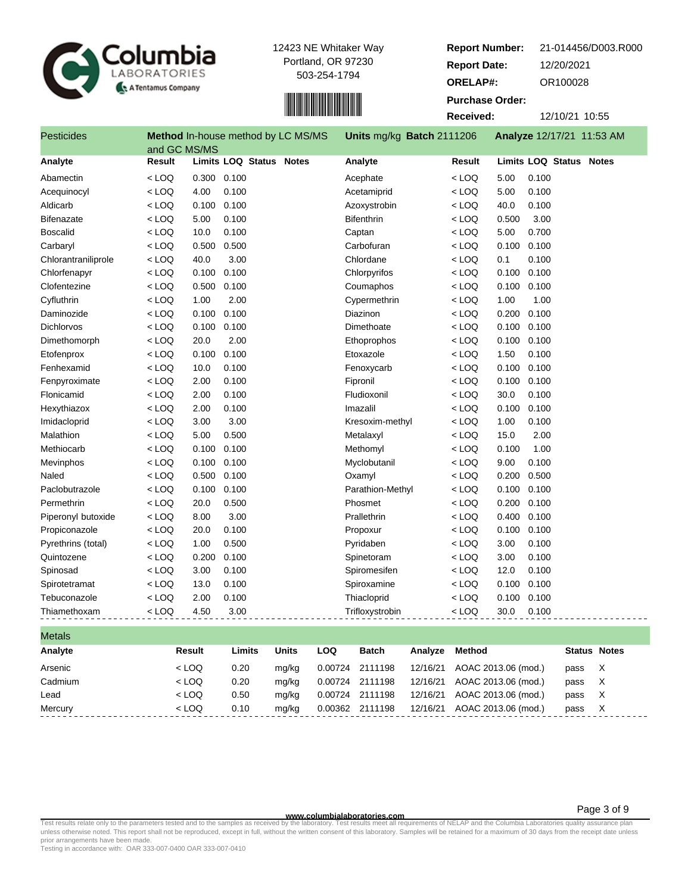Columbia LABORATORIES A Tentamus Company

12423 NE Whitaker Way
Portland, OR 97230
503-254-1794

**Report Number:** 21-014456/D003.R000
**Report Date:** 12/20/2021
**ORELAP#:** OR100028
**Purchase Order:**
**Received:** 12/10/21 10:55

## Pesticides

**Method** In-house method by LC MS/MS and GC MS/MS **Units** mg/kg **Batch** 2111206 **Analyze** 12/17/21 11:53 AM

| Analyte | Result | Limits | LOQ | Status | Notes | Analyte | Result | Limits | LOQ | Status | Notes |
|---|---|---|---|---|---|---|---|---|---|---|---|
| Abamectin | < LOQ | 0.300 | 0.100 | | | Acephate | < LOQ | 5.00 | 0.100 | | |
| Acequinocyl | < LOQ | 4.00 | 0.100 | | | Acetamiprid | < LOQ | 5.00 | 0.100 | | |
| Aldicarb | < LOQ | 0.100 | 0.100 | | | Azoxystrobin | < LOQ | 40.0 | 0.100 | | |
| Bifenazate | < LOQ | 5.00 | 0.100 | | | Bifenthrin | < LOQ | 0.500 | 3.00 | | |
| Boscalid | < LOQ | 10.0 | 0.100 | | | Captan | < LOQ | 5.00 | 0.700 | | |
| Carbaryl | < LOQ | 0.500 | 0.500 | | | Carbofuran | < LOQ | 0.100 | 0.100 | | |
| Chlorantraniliprole | < LOQ | 40.0 | 3.00 | | | Chlordane | < LOQ | 0.1 | 0.100 | | |
| Chlorfenapyr | < LOQ | 0.100 | 0.100 | | | Chlorpyrifos | < LOQ | 0.100 | 0.100 | | |
| Clofentezine | < LOQ | 0.500 | 0.100 | | | Coumaphos | < LOQ | 0.100 | 0.100 | | |
| Cyfluthrin | < LOQ | 1.00 | 2.00 | | | Cypermethrin | < LOQ | 1.00 | 1.00 | | |
| Daminozide | < LOQ | 0.100 | 0.100 | | | Diazinon | < LOQ | 0.200 | 0.100 | | |
| Dichlorvos | < LOQ | 0.100 | 0.100 | | | Dimethoate | < LOQ | 0.100 | 0.100 | | |
| Dimethomorph | < LOQ | 20.0 | 2.00 | | | Ethoprophos | < LOQ | 0.100 | 0.100 | | |
| Etofenprox | < LOQ | 0.100 | 0.100 | | | Etoxazole | < LOQ | 1.50 | 0.100 | | |
| Fenhexamid | < LOQ | 10.0 | 0.100 | | | Fenoxycarb | < LOQ | 0.100 | 0.100 | | |
| Fenpyroximate | < LOQ | 2.00 | 0.100 | | | Fipronil | < LOQ | 0.100 | 0.100 | | |
| Flonicamid | < LOQ | 2.00 | 0.100 | | | Fludioxonil | < LOQ | 30.0 | 0.100 | | |
| Hexythiazox | < LOQ | 2.00 | 0.100 | | | Imazalil | < LOQ | 0.100 | 0.100 | | |
| Imidacloprid | < LOQ | 3.00 | 3.00 | | | Kresoxim-methyl | < LOQ | 1.00 | 0.100 | | |
| Malathion | < LOQ | 5.00 | 0.500 | | | Metalaxyl | < LOQ | 15.0 | 2.00 | | |
| Methiocarb | < LOQ | 0.100 | 0.100 | | | Methomyl | < LOQ | 0.100 | 1.00 | | |
| Mevinphos | < LOQ | 0.100 | 0.100 | | | Myclobutanil | < LOQ | 9.00 | 0.100 | | |
| Naled | < LOQ | 0.500 | 0.100 | | | Oxamyl | < LOQ | 0.200 | 0.500 | | |
| Paclobutrazole | < LOQ | 0.100 | 0.100 | | | Parathion-Methyl | < LOQ | 0.100 | 0.100 | | |
| Permethrin | < LOQ | 20.0 | 0.500 | | | Phosmet | < LOQ | 0.200 | 0.100 | | |
| Piperonyl butoxide | < LOQ | 8.00 | 3.00 | | | Prallethrin | < LOQ | 0.400 | 0.100 | | |
| Propiconazole | < LOQ | 20.0 | 0.100 | | | Propoxur | < LOQ | 0.100 | 0.100 | | |
| Pyrethrins (total) | < LOQ | 1.00 | 0.500 | | | Pyridaben | < LOQ | 3.00 | 0.100 | | |
| Quintozene | < LOQ | 0.200 | 0.100 | | | Spinetoram | < LOQ | 3.00 | 0.100 | | |
| Spinosad | < LOQ | 3.00 | 0.100 | | | Spiromesifen | < LOQ | 12.0 | 0.100 | | |
| Spirotetramat | < LOQ | 13.0 | 0.100 | | | Spiroxamine | < LOQ | 0.100 | 0.100 | | |
| Tebuconazole | < LOQ | 2.00 | 0.100 | | | Thiacloprid | < LOQ | 0.100 | 0.100 | | |
| Thiamethoxam | < LOQ | 4.50 | 3.00 | | | Trifloxystrobin | < LOQ | 30.0 | 0.100 | | |

## Metals

| Analyte | Result | Limits | Units | LOQ | Batch | Analyze | Method | Status | Notes |
|---|---|---|---|---|---|---|---|---|---|
| Arsenic | < LOQ | 0.20 | mg/kg | 0.00724 | 2111198 | 12/16/21 | AOAC 2013.06 (mod.) | pass | X |
| Cadmium | < LOQ | 0.20 | mg/kg | 0.00724 | 2111198 | 12/16/21 | AOAC 2013.06 (mod.) | pass | X |
| Lead | < LOQ | 0.50 | mg/kg | 0.00724 | 2111198 | 12/16/21 | AOAC 2013.06 (mod.) | pass | X |
| Mercury | < LOQ | 0.10 | mg/kg | 0.00362 | 2111198 | 12/16/21 | AOAC 2013.06 (mod.) | pass | X |

www.columbialaboratories.com

Test results relate only to the parameters tested and to the samples as received by the laboratory. Test results meet all requirements of NELAP and the Columbia Laboratories quality assurance plan unless otherwise noted. This report shall not be reproduced, except in full, without the written consent of this laboratory. Samples will be retained for a maximum of 30 days from the receipt date unless prior arrangements have been made.
Testing in accordance with: OAR 333-007-0400 OAR 333-007-0410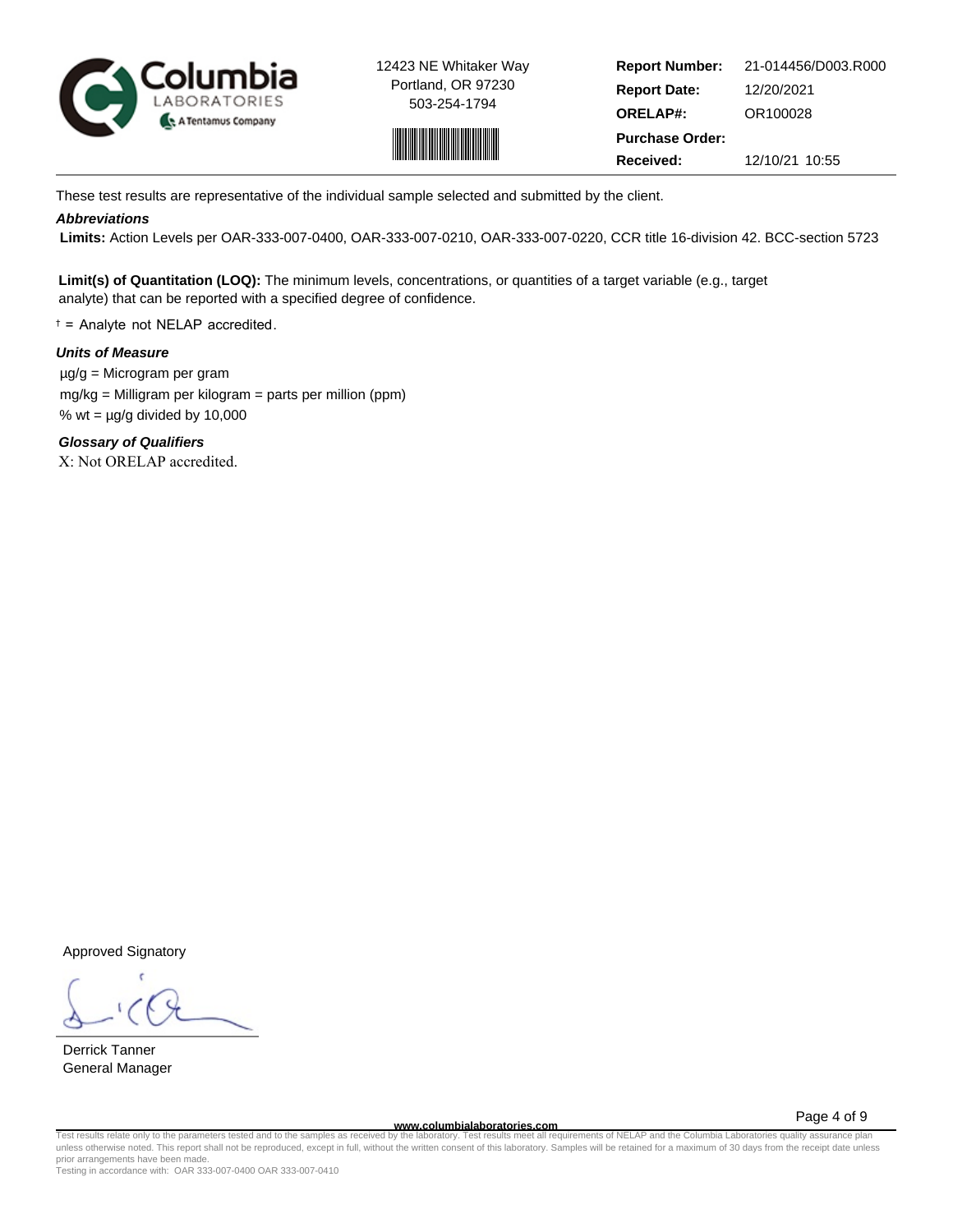Columbia LABORATORIES
A Tentamus Company

12423 NE Whitaker Way
Portland, OR 97230
503-254-1794

| | |
|---|---|
| **Report Number:** | 21-014456/D003.R000 |
| **Report Date:** | 12/20/2021 |
| **ORELAP#:** | OR100028 |
| **Purchase Order:** | |
| **Received:** | 12/10/21 10:55 |

These test results are representative of the individual sample selected and submitted by the client.

***Abbreviations***

**Limits:** Action Levels per OAR-333-007-0400, OAR-333-007-0210, OAR-333-007-0220, CCR title 16-division 42. BCC-section 5723

**Limit(s) of Quantitation (LOQ):** The minimum levels, concentrations, or quantities of a target variable (e.g., target analyte) that can be reported with a specified degree of confidence.

† = Analyte not NELAP accredited.

***Units of Measure***

µg/g = Microgram per gram

mg/kg = Milligram per kilogram = parts per million (ppm)

% wt = µg/g divided by 10,000

***Glossary of Qualifiers***

X: Not ORELAP accredited.

Approved Signatory

Derrick Tanner
General Manager

www.columbialaboratories.com

Test results relate only to the parameters tested and to the samples as received by the laboratory. Test results meet all requirements of NELAP and the Columbia Laboratories quality assurance plan unless otherwise noted. This report shall not be reproduced, except in full, without the written consent of this laboratory. Samples will be retained for a maximum of 30 days from the receipt date unless prior arrangements have been made.
Testing in accordance with: OAR 333-007-0400 OAR 333-007-0410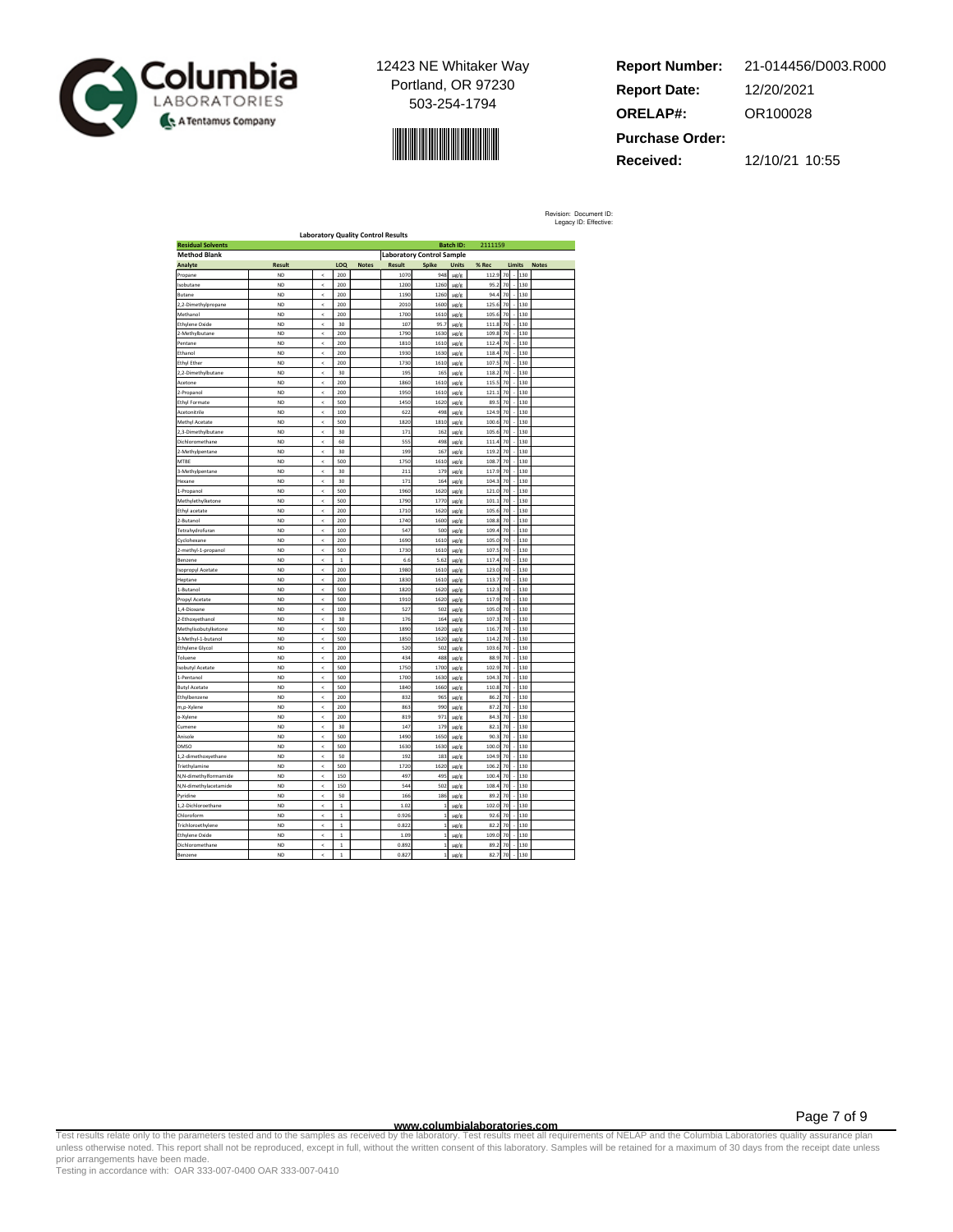12423 NE Whitaker Way
Portland, OR 97230
503-254-1794

**Report Number:** 21-014456/D003.R000
**Report Date:** 12/20/2021
**ORELAP#:** OR100028
**Purchase Order:**
**Received:** 12/10/21 10:55

Revision: Document ID:
Legacy ID: Effective:

## Laboratory Quality Control Results

**Residual Solvents** — **Batch ID:** 2111159

| Method Blank | | | | | Laboratory Control Sample | | | | | | | |
|---|---|---|---|---|---|---|---|---|---|---|---|---|
| **Analyte** | **Result** | | **LOQ** | **Notes** | **Result** | **Spike** | **Units** | **% Rec** | **Limits** | | | **Notes** |
| Propane | ND | < | 200 | | 1070 | 948 | µg/g | 112.9 | 70 | - | 130 | |
| Isobutane | ND | < | 200 | | 1200 | 1260 | µg/g | 95.2 | 70 | - | 130 | |
| Butane | ND | < | 200 | | 1190 | 1260 | µg/g | 94.4 | 70 | - | 130 | |
| 2,2-Dimethylpropane | ND | < | 200 | | 2010 | 1600 | µg/g | 125.6 | 70 | - | 130 | |
| Methanol | ND | < | 200 | | 1700 | 1610 | µg/g | 105.6 | 70 | - | 130 | |
| Ethylene Oxide | ND | < | 30 | | 107 | 95.7 | µg/g | 111.8 | 70 | - | 130 | |
| 2-Methylbutane | ND | < | 200 | | 1790 | 1630 | µg/g | 109.8 | 70 | - | 130 | |
| Pentane | ND | < | 200 | | 1810 | 1610 | µg/g | 112.4 | 70 | - | 130 | |
| Ethanol | ND | < | 200 | | 1930 | 1630 | µg/g | 118.4 | 70 | - | 130 | |
| Ethyl Ether | ND | < | 200 | | 1730 | 1610 | µg/g | 107.5 | 70 | - | 130 | |
| 2,2-Dimethylbutane | ND | < | 30 | | 195 | 165 | µg/g | 118.2 | 70 | - | 130 | |
| Acetone | ND | < | 200 | | 1860 | 1610 | µg/g | 115.5 | 70 | - | 130 | |
| 2-Propanol | ND | < | 200 | | 1950 | 1610 | µg/g | 121.1 | 70 | - | 130 | |
| Ethyl Formate | ND | < | 500 | | 1450 | 1620 | µg/g | 89.5 | 70 | - | 130 | |
| Acetonitrile | ND | < | 100 | | 622 | 498 | µg/g | 124.9 | 70 | - | 130 | |
| Methyl Acetate | ND | < | 500 | | 1820 | 1810 | µg/g | 100.6 | 70 | - | 130 | |
| 2,3-Dimethylbutane | ND | < | 30 | | 171 | 162 | µg/g | 105.6 | 70 | - | 130 | |
| Dichloromethane | ND | < | 60 | | 555 | 498 | µg/g | 111.4 | 70 | - | 130 | |
| 2-Methylpentane | ND | < | 30 | | 199 | 167 | µg/g | 119.2 | 70 | - | 130 | |
| MTBE | ND | < | 500 | | 1750 | 1610 | µg/g | 108.7 | 70 | - | 130 | |
| 3-Methylpentane | ND | < | 30 | | 211 | 179 | µg/g | 117.9 | 70 | - | 130 | |
| Hexane | ND | < | 30 | | 171 | 164 | µg/g | 104.3 | 70 | - | 130 | |
| 1-Propanol | ND | < | 500 | | 1960 | 1620 | µg/g | 121.0 | 70 | - | 130 | |
| Methylethylketone | ND | < | 500 | | 1790 | 1770 | µg/g | 101.1 | 70 | - | 130 | |
| Ethyl acetate | ND | < | 200 | | 1710 | 1620 | µg/g | 105.6 | 70 | - | 130 | |
| 2-Butanol | ND | < | 200 | | 1740 | 1600 | µg/g | 108.8 | 70 | - | 130 | |
| Tetrahydrofuran | ND | < | 100 | | 547 | 500 | µg/g | 109.4 | 70 | - | 130 | |
| Cyclohexane | ND | < | 200 | | 1690 | 1610 | µg/g | 105.0 | 70 | - | 130 | |
| 2-methyl-1-propanol | ND | < | 500 | | 1730 | 1610 | µg/g | 107.5 | 70 | - | 130 | |
| Benzene | ND | < | 1 | | 6.6 | 5.62 | µg/g | 117.4 | 70 | - | 130 | |
| Isopropyl Acetate | ND | < | 200 | | 1980 | 1610 | µg/g | 123.0 | 70 | - | 130 | |
| Heptane | ND | < | 200 | | 1830 | 1610 | µg/g | 113.7 | 70 | - | 130 | |
| 1-Butanol | ND | < | 500 | | 1820 | 1620 | µg/g | 112.3 | 70 | - | 130 | |
| Propyl Acetate | ND | < | 500 | | 1910 | 1620 | µg/g | 117.9 | 70 | - | 130 | |
| 1,4-Dioxane | ND | < | 100 | | 527 | 502 | µg/g | 105.0 | 70 | - | 130 | |
| 2-Ethoxyethanol | ND | < | 30 | | 176 | 164 | µg/g | 107.3 | 70 | - | 130 | |
| Methylisobutylketone | ND | < | 500 | | 1890 | 1620 | µg/g | 116.7 | 70 | - | 130 | |
| 3-Methyl-1-butanol | ND | < | 500 | | 1850 | 1620 | µg/g | 114.2 | 70 | - | 130 | |
| Ethylene Glycol | ND | < | 200 | | 520 | 502 | µg/g | 103.6 | 70 | - | 130 | |
| Toluene | ND | < | 200 | | 434 | 488 | µg/g | 88.9 | 70 | - | 130 | |
| Isobutyl Acetate | ND | < | 500 | | 1750 | 1700 | µg/g | 102.9 | 70 | - | 130 | |
| 1-Pentanol | ND | < | 500 | | 1700 | 1630 | µg/g | 104.3 | 70 | - | 130 | |
| Butyl Acetate | ND | < | 500 | | 1840 | 1660 | µg/g | 110.8 | 70 | - | 130 | |
| Ethylbenzene | ND | < | 200 | | 832 | 965 | µg/g | 86.2 | 70 | - | 130 | |
| m,p-Xylene | ND | < | 200 | | 863 | 990 | µg/g | 87.2 | 70 | - | 130 | |
| o-Xylene | ND | < | 200 | | 819 | 971 | µg/g | 84.3 | 70 | - | 130 | |
| Cumene | ND | < | 30 | | 147 | 179 | µg/g | 82.1 | 70 | - | 130 | |
| Anisole | ND | < | 500 | | 1490 | 1650 | µg/g | 90.3 | 70 | - | 130 | |
| DMSO | ND | < | 500 | | 1630 | 1630 | µg/g | 100.0 | 70 | - | 130 | |
| 1,2-dimethoxyethane | ND | < | 50 | | 192 | 183 | µg/g | 104.9 | 70 | - | 130 | |
| Triethylamine | ND | < | 500 | | 1720 | 1620 | µg/g | 106.2 | 70 | - | 130 | |
| N,N-dimethylformamide | ND | < | 150 | | 497 | 495 | µg/g | 100.4 | 70 | - | 130 | |
| N,N-dimethylacetamide | ND | < | 150 | | 544 | 502 | µg/g | 108.4 | 70 | - | 130 | |
| Pyridine | ND | < | 50 | | 166 | 186 | µg/g | 89.2 | 70 | - | 130 | |
| 1,2-Dichloroethane | ND | < | 1 | | 1.02 | 1 | µg/g | 102.0 | 70 | - | 130 | |
| Chloroform | ND | < | 1 | | 0.926 | 1 | µg/g | 92.6 | 70 | - | 130 | |
| Trichloroethylene | ND | < | 1 | | 0.822 | 1 | µg/g | 82.2 | 70 | - | 130 | |
| Ethylene Oxide | ND | < | 1 | | 1.09 | 1 | µg/g | 109.0 | 70 | - | 130 | |
| Dichloromethane | ND | < | 1 | | 0.892 | 1 | µg/g | 89.2 | 70 | - | 130 | |
| Benzene | ND | < | 1 | | 0.827 | 1 | µg/g | 82.7 | 70 | - | 130 | |

www.columbialaboratories.com

Test results relate only to the parameters tested and to the samples as received by the laboratory. Test results meet all requirements of NELAP and the Columbia Laboratories quality assurance plan unless otherwise noted. This report shall not be reproduced, except in full, without the written consent of this laboratory. Samples will be retained for a maximum of 30 days from the receipt date unless prior arrangements have been made.
Testing in accordance with: OAR 333-007-0400 OAR 333-007-0410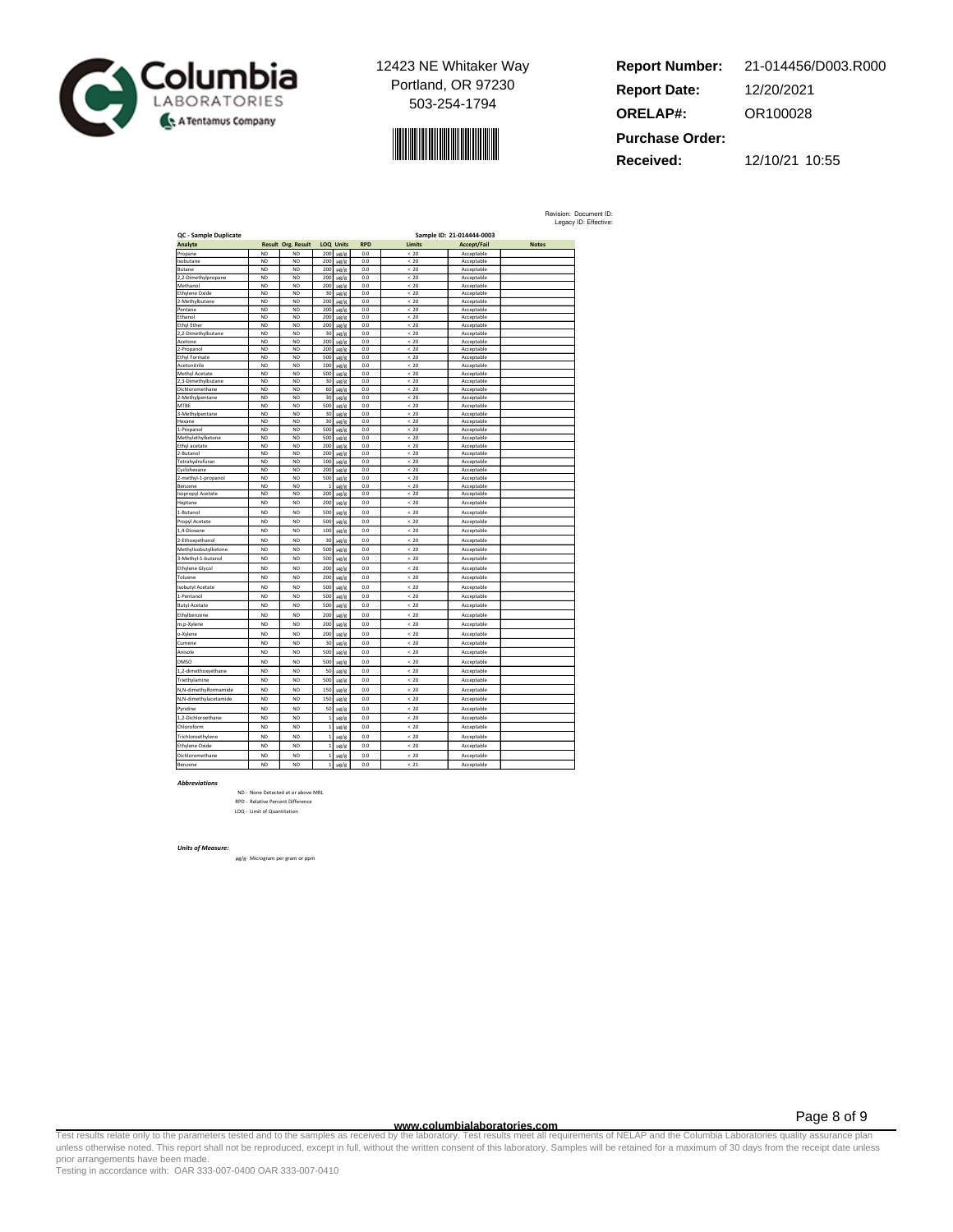12423 NE Whitaker Way
Portland, OR 97230
503-254-1794

| | |
|---|---|
| **Report Number:** | 21-014456/D003.R000 |
| **Report Date:** | 12/20/2021 |
| **ORELAP#:** | OR100028 |
| **Purchase Order:** | |
| **Received:** | 12/10/21 10:55 |

Revision: Document ID:
Legacy ID: Effective:

**QC - Sample Duplicate** — Sample ID: 21-014444-0003

| Analyte | Result | Org. Result | LOQ | Units | RPD | Limits | Accept/Fail | Notes |
|---|---|---|---|---|---|---|---|---|
| Propane | ND | ND | 200 | µg/g | 0.0 | < 20 | Acceptable | |
| Isobutane | ND | ND | 200 | µg/g | 0.0 | < 20 | Acceptable | |
| Butane | ND | ND | 200 | µg/g | 0.0 | < 20 | Acceptable | |
| 2,2-Dimethylpropane | ND | ND | 200 | µg/g | 0.0 | < 20 | Acceptable | |
| Methanol | ND | ND | 200 | µg/g | 0.0 | < 20 | Acceptable | |
| Ethylene Oxide | ND | ND | 30 | µg/g | 0.0 | < 20 | Acceptable | |
| 2-Methylbutane | ND | ND | 200 | µg/g | 0.0 | < 20 | Acceptable | |
| Pentane | ND | ND | 200 | µg/g | 0.0 | < 20 | Acceptable | |
| Ethanol | ND | ND | 200 | µg/g | 0.0 | < 20 | Acceptable | |
| Ethyl Ether | ND | ND | 200 | µg/g | 0.0 | < 20 | Acceptable | |
| 2,2-Dimethylbutane | ND | ND | 30 | µg/g | 0.0 | < 20 | Acceptable | |
| Acetone | ND | ND | 200 | µg/g | 0.0 | < 20 | Acceptable | |
| 2-Propanol | ND | ND | 200 | µg/g | 0.0 | < 20 | Acceptable | |
| Ethyl Formate | ND | ND | 500 | µg/g | 0.0 | < 20 | Acceptable | |
| Acetonitrile | ND | ND | 100 | µg/g | 0.0 | < 20 | Acceptable | |
| Methyl Acetate | ND | ND | 500 | µg/g | 0.0 | < 20 | Acceptable | |
| 2,3-Dimethylbutane | ND | ND | 30 | µg/g | 0.0 | < 20 | Acceptable | |
| Dichloromethane | ND | ND | 60 | µg/g | 0.0 | < 20 | Acceptable | |
| 2-Methylpentane | ND | ND | 30 | µg/g | 0.0 | < 20 | Acceptable | |
| MTBE | ND | ND | 500 | µg/g | 0.0 | < 20 | Acceptable | |
| 3-Methylpentane | ND | ND | 30 | µg/g | 0.0 | < 20 | Acceptable | |
| Hexane | ND | ND | 30 | µg/g | 0.0 | < 20 | Acceptable | |
| 1-Propanol | ND | ND | 500 | µg/g | 0.0 | < 20 | Acceptable | |
| Methylethylketone | ND | ND | 500 | µg/g | 0.0 | < 20 | Acceptable | |
| Ethyl acetate | ND | ND | 200 | µg/g | 0.0 | < 20 | Acceptable | |
| 2-Butanol | ND | ND | 200 | µg/g | 0.0 | < 20 | Acceptable | |
| Tetrahydrofuran | ND | ND | 100 | µg/g | 0.0 | < 20 | Acceptable | |
| Cyclohexane | ND | ND | 200 | µg/g | 0.0 | < 20 | Acceptable | |
| 2-methyl-1-propanol | ND | ND | 500 | µg/g | 0.0 | < 20 | Acceptable | |
| Benzene | ND | ND | 1 | µg/g | 0.0 | < 20 | Acceptable | |
| Isopropyl Acetate | ND | ND | 200 | µg/g | 0.0 | < 20 | Acceptable | |
| Heptane | ND | ND | 200 | µg/g | 0.0 | < 20 | Acceptable | |
| 1-Butanol | ND | ND | 500 | µg/g | 0.0 | < 20 | Acceptable | |
| Propyl Acetate | ND | ND | 500 | µg/g | 0.0 | < 20 | Acceptable | |
| 1,4-Dioxane | ND | ND | 100 | µg/g | 0.0 | < 20 | Acceptable | |
| 2-Ethoxyethanol | ND | ND | 30 | µg/g | 0.0 | < 20 | Acceptable | |
| Methylisobutylketone | ND | ND | 500 | µg/g | 0.0 | < 20 | Acceptable | |
| 3-Methyl-1-butanol | ND | ND | 500 | µg/g | 0.0 | < 20 | Acceptable | |
| Ethylene Glycol | ND | ND | 200 | µg/g | 0.0 | < 20 | Acceptable | |
| Toluene | ND | ND | 200 | µg/g | 0.0 | < 20 | Acceptable | |
| Isobutyl Acetate | ND | ND | 500 | µg/g | 0.0 | < 20 | Acceptable | |
| 1-Pentanol | ND | ND | 500 | µg/g | 0.0 | < 20 | Acceptable | |
| Butyl Acetate | ND | ND | 500 | µg/g | 0.0 | < 20 | Acceptable | |
| Ethylbenzene | ND | ND | 200 | µg/g | 0.0 | < 20 | Acceptable | |
| m,p-Xylene | ND | ND | 200 | µg/g | 0.0 | < 20 | Acceptable | |
| o-Xylene | ND | ND | 200 | µg/g | 0.0 | < 20 | Acceptable | |
| Cumene | ND | ND | 30 | µg/g | 0.0 | < 20 | Acceptable | |
| Anisole | ND | ND | 500 | µg/g | 0.0 | < 20 | Acceptable | |
| DMSO | ND | ND | 500 | µg/g | 0.0 | < 20 | Acceptable | |
| 1,2-dimethoxyethane | ND | ND | 50 | µg/g | 0.0 | < 20 | Acceptable | |
| Triethylamine | ND | ND | 500 | µg/g | 0.0 | < 20 | Acceptable | |
| N,N-dimethylformamide | ND | ND | 150 | µg/g | 0.0 | < 20 | Acceptable | |
| N,N-dimethylacetamide | ND | ND | 150 | µg/g | 0.0 | < 20 | Acceptable | |
| Pyridine | ND | ND | 50 | µg/g | 0.0 | < 20 | Acceptable | |
| 1,2-Dichloroethane | ND | ND | 1 | µg/g | 0.0 | < 20 | Acceptable | |
| Chloroform | ND | ND | 1 | µg/g | 0.0 | < 20 | Acceptable | |
| Trichloroethylene | ND | ND | 1 | µg/g | 0.0 | < 20 | Acceptable | |
| Ethylene Oxide | ND | ND | 1 | µg/g | 0.0 | < 20 | Acceptable | |
| Dichloromethane | ND | ND | 1 | µg/g | 0.0 | < 20 | Acceptable | |
| Benzene | ND | ND | 1 | µg/g | 0.0 | < 21 | Acceptable | |

***Abbreviations***

ND - None Detected at or above MRL
RPD - Relative Percent Difference
LOQ - Limit of Quantitation

***Units of Measure:***

µg/g - Microgram per gram or ppm

**www.columbialaboratories.com**

Test results relate only to the parameters tested and to the samples as received by the laboratory. Test results meet all requirements of NELAP and the Columbia Laboratories quality assurance plan unless otherwise noted. This report shall not be reproduced, except in full, without the written consent of this laboratory. Samples will be retained for a maximum of 30 days from the receipt date unless prior arrangements have been made.
Testing in accordance with: OAR 333-007-0400 OAR 333-007-0410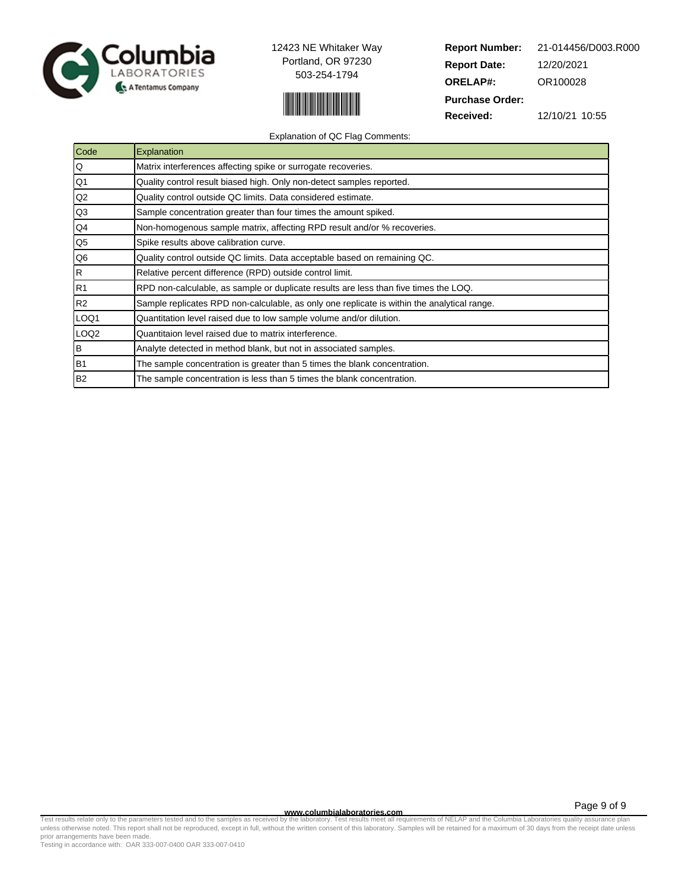12423 NE Whitaker Way
Portland, OR 97230
503-254-1794

**Report Number:** 21-014456/D003.R000
**Report Date:** 12/20/2021
**ORELAP#:** OR100028
**Purchase Order:**
**Received:** 12/10/21 10:55

Explanation of QC Flag Comments:

| Code | Explanation |
|---|---|
| Q | Matrix interferences affecting spike or surrogate recoveries. |
| Q1 | Quality control result biased high. Only non-detect samples reported. |
| Q2 | Quality control outside QC limits. Data considered estimate. |
| Q3 | Sample concentration greater than four times the amount spiked. |
| Q4 | Non-homogenous sample matrix, affecting RPD result and/or % recoveries. |
| Q5 | Spike results above calibration curve. |
| Q6 | Quality control outside QC limits. Data acceptable based on remaining QC. |
| R | Relative percent difference (RPD) outside control limit. |
| R1 | RPD non-calculable, as sample or duplicate results are less than five times the LOQ. |
| R2 | Sample replicates RPD non-calculable, as only one replicate is within the analytical range. |
| LOQ1 | Quantitation level raised due to low sample volume and/or dilution. |
| LOQ2 | Quantitaion level raised due to matrix interference. |
| B | Analyte detected in method blank, but not in associated samples. |
| B1 | The sample concentration is greater than 5 times the blank concentration. |
| B2 | The sample concentration is less than 5 times the blank concentration. |

www.columbialaboratories.com

Test results relate only to the parameters tested and to the samples as received by the laboratory. Test results meet all requirements of NELAP and the Columbia Laboratories quality assurance plan unless otherwise noted. This report shall not be reproduced, except in full, without the written consent of this laboratory. Samples will be retained for a maximum of 30 days from the receipt date unless prior arrangements have been made.
Testing in accordance with: OAR 333-007-0400 OAR 333-007-0410